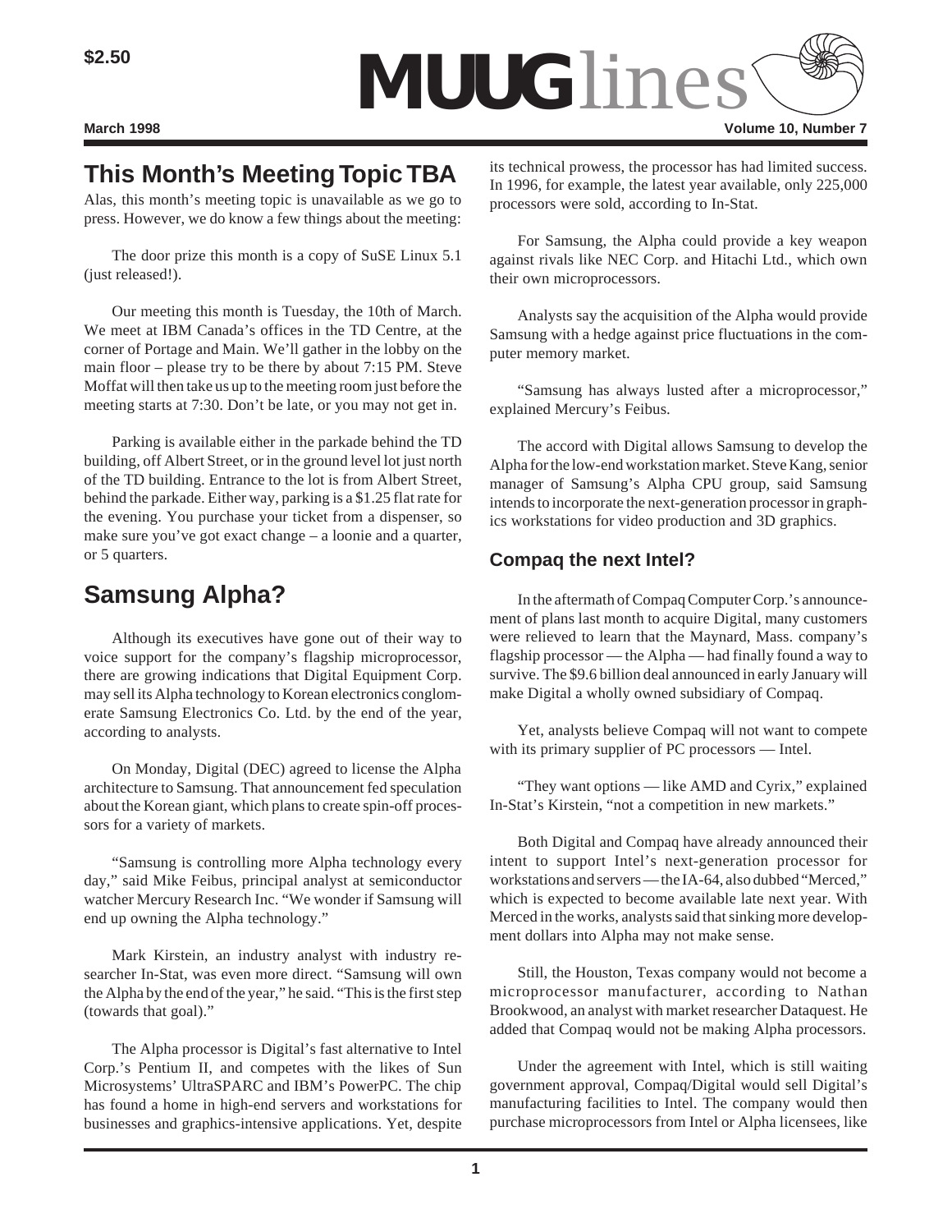$2.50

# MUUGlines

**March 1998** **Volume 10, Number 7**

## This Month's Meeting Topic TBA

Alas, this month's meeting topic is unavailable as we go to press. However, we do know a few things about the meeting:

The door prize this month is a copy of SuSE Linux 5.1 (just released!).

Our meeting this month is Tuesday, the 10th of March. We meet at IBM Canada's offices in the TD Centre, at the corner of Portage and Main. We'll gather in the lobby on the main floor – please try to be there by about 7:15 PM. Steve Moffat will then take us up to the meeting room just before the meeting starts at 7:30. Don't be late, or you may not get in.

Parking is available either in the parkade behind the TD building, off Albert Street, or in the ground level lot just north of the TD building. Entrance to the lot is from Albert Street, behind the parkade. Either way, parking is a $1.25 flat rate for the evening. You purchase your ticket from a dispenser, so make sure you've got exact change – a loonie and a quarter, or 5 quarters.

## Samsung Alpha?

Although its executives have gone out of their way to voice support for the company's flagship microprocessor, there are growing indications that Digital Equipment Corp. may sell its Alpha technology to Korean electronics conglomerate Samsung Electronics Co. Ltd. by the end of the year, according to analysts.

On Monday, Digital (DEC) agreed to license the Alpha architecture to Samsung. That announcement fed speculation about the Korean giant, which plans to create spin-off processors for a variety of markets.

"Samsung is controlling more Alpha technology every day," said Mike Feibus, principal analyst at semiconductor watcher Mercury Research Inc. "We wonder if Samsung will end up owning the Alpha technology."

Mark Kirstein, an industry analyst with industry researcher In-Stat, was even more direct. "Samsung will own the Alpha by the end of the year," he said. "This is the first step (towards that goal)."

The Alpha processor is Digital's fast alternative to Intel Corp.'s Pentium II, and competes with the likes of Sun Microsystems' UltraSPARC and IBM's PowerPC. The chip has found a home in high-end servers and workstations for businesses and graphics-intensive applications. Yet, despite its technical prowess, the processor has had limited success. In 1996, for example, the latest year available, only 225,000 processors were sold, according to In-Stat.

For Samsung, the Alpha could provide a key weapon against rivals like NEC Corp. and Hitachi Ltd., which own their own microprocessors.

Analysts say the acquisition of the Alpha would provide Samsung with a hedge against price fluctuations in the computer memory market.

"Samsung has always lusted after a microprocessor," explained Mercury's Feibus.

The accord with Digital allows Samsung to develop the Alpha for the low-end workstation market. Steve Kang, senior manager of Samsung's Alpha CPU group, said Samsung intends to incorporate the next-generation processor in graphics workstations for video production and 3D graphics.

### Compaq the next Intel?

In the aftermath of Compaq Computer Corp.'s announcement of plans last month to acquire Digital, many customers were relieved to learn that the Maynard, Mass. company's flagship processor — the Alpha — had finally found a way to survive. The $9.6 billion deal announced in early January will make Digital a wholly owned subsidiary of Compaq.

Yet, analysts believe Compaq will not want to compete with its primary supplier of PC processors — Intel.

"They want options — like AMD and Cyrix," explained In-Stat's Kirstein, "not a competition in new markets."

Both Digital and Compaq have already announced their intent to support Intel's next-generation processor for workstations and servers — the IA-64, also dubbed "Merced," which is expected to become available late next year. With Merced in the works, analysts said that sinking more development dollars into Alpha may not make sense.

Still, the Houston, Texas company would not become a microprocessor manufacturer, according to Nathan Brookwood, an analyst with market researcher Dataquest. He added that Compaq would not be making Alpha processors.

Under the agreement with Intel, which is still waiting government approval, Compaq/Digital would sell Digital's manufacturing facilities to Intel. The company would then purchase microprocessors from Intel or Alpha licensees, like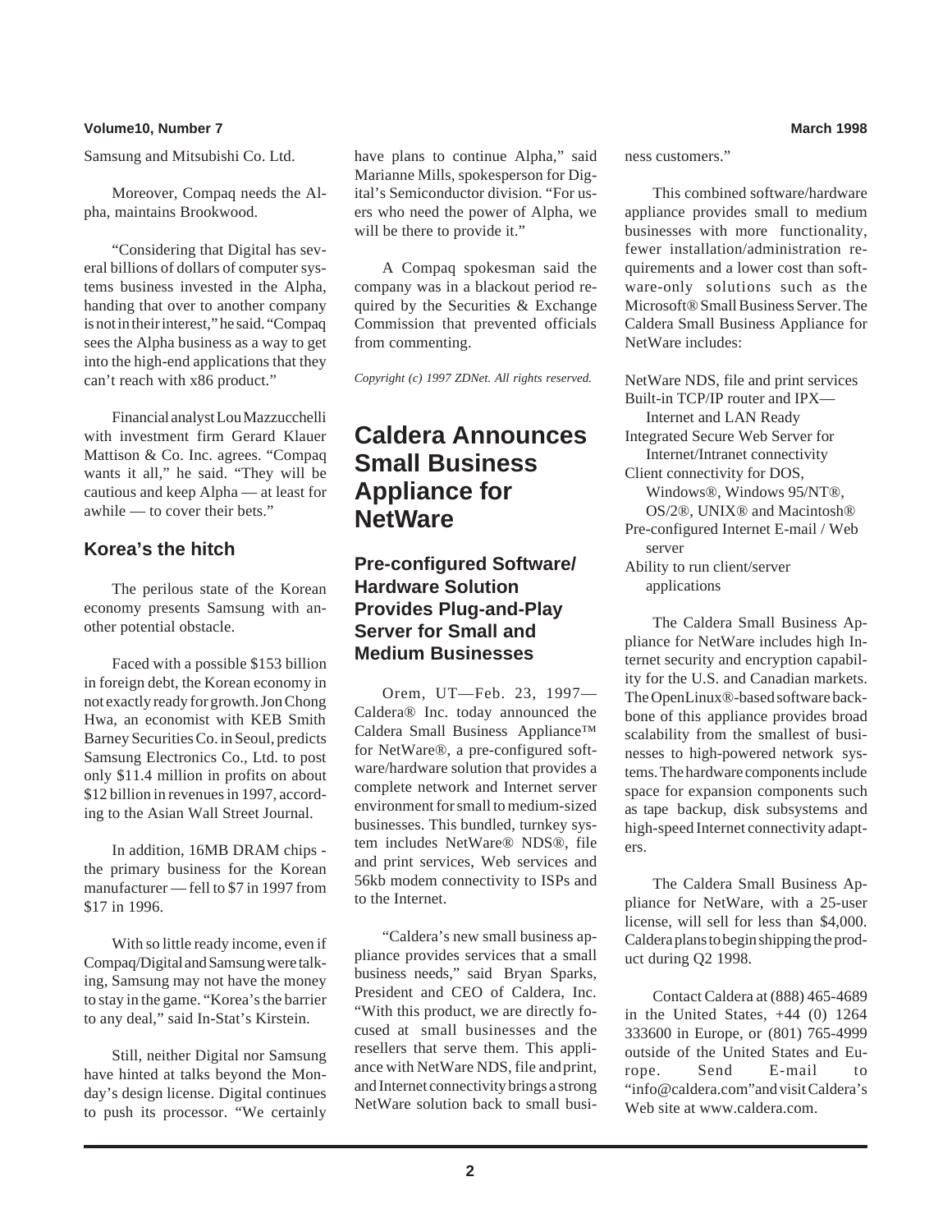Samsung and Mitsubishi Co. Ltd.

Moreover, Compaq needs the Alpha, maintains Brookwood.

"Considering that Digital has several billions of dollars of computer systems business invested in the Alpha, handing that over to another company is not in their interest," he said. "Compaq sees the Alpha business as a way to get into the high-end applications that they can't reach with x86 product."

Financial analyst Lou Mazzucchelli with investment firm Gerard Klauer Mattison & Co. Inc. agrees. "Compaq wants it all," he said. "They will be cautious and keep Alpha — at least for awhile — to cover their bets."

### Korea's the hitch

The perilous state of the Korean economy presents Samsung with another potential obstacle.

Faced with a possible $153 billion in foreign debt, the Korean economy in not exactly ready for growth. Jon Chong Hwa, an economist with KEB Smith Barney Securities Co. in Seoul, predicts Samsung Electronics Co., Ltd. to post only $11.4 million in profits on about $12 billion in revenues in 1997, according to the Asian Wall Street Journal.

In addition, 16MB DRAM chips - the primary business for the Korean manufacturer — fell to $7 in 1997 from $17 in 1996.

With so little ready income, even if Compaq/Digital and Samsung were talking, Samsung may not have the money to stay in the game. "Korea's the barrier to any deal," said In-Stat's Kirstein.

Still, neither Digital nor Samsung have hinted at talks beyond the Monday's design license. Digital continues to push its processor. "We certainly have plans to continue Alpha," said Marianne Mills, spokesperson for Digital's Semiconductor division. "For users who need the power of Alpha, we will be there to provide it."

A Compaq spokesman said the company was in a blackout period required by the Securities & Exchange Commission that prevented officials from commenting.

*Copyright (c) 1997 ZDNet. All rights reserved.*

# Caldera Announces Small Business Appliance for NetWare

### Pre-configured Software/Hardware Solution Provides Plug-and-Play Server for Small and Medium Businesses

Orem, UT—Feb. 23, 1997—Caldera® Inc. today announced the Caldera Small Business Appliance™ for NetWare®, a pre-configured software/hardware solution that provides a complete network and Internet server environment for small to medium-sized businesses. This bundled, turnkey system includes NetWare® NDS®, file and print services, Web services and 56kb modem connectivity to ISPs and to the Internet.

"Caldera's new small business appliance provides services that a small business needs," said Bryan Sparks, President and CEO of Caldera, Inc. "With this product, we are directly focused at small businesses and the resellers that serve them. This appliance with NetWare NDS, file and print, and Internet connectivity brings a strong NetWare solution back to small business customers."

This combined software/hardware appliance provides small to medium businesses with more functionality, fewer installation/administration requirements and a lower cost than software-only solutions such as the Microsoft® Small Business Server. The Caldera Small Business Appliance for NetWare includes:

- NetWare NDS, file and print services
- Built-in TCP/IP router and IPX—Internet and LAN Ready
- Integrated Secure Web Server for Internet/Intranet connectivity
- Client connectivity for DOS, Windows®, Windows 95/NT®, OS/2®, UNIX® and Macintosh®
- Pre-configured Internet E-mail / Web server
- Ability to run client/server applications

The Caldera Small Business Appliance for NetWare includes high Internet security and encryption capability for the U.S. and Canadian markets. The OpenLinux®-based software backbone of this appliance provides broad scalability from the smallest of businesses to high-powered network systems. The hardware components include space for expansion components such as tape backup, disk subsystems and high-speed Internet connectivity adapters.

The Caldera Small Business Appliance for NetWare, with a 25-user license, will sell for less than $4,000. Caldera plans to begin shipping the product during Q2 1998.

Contact Caldera at (888) 465-4689 in the United States, +44 (0) 1264 333600 in Europe, or (801) 765-4999 outside of the United States and Europe. Send E-mail to "info@caldera.com" and visit Caldera's Web site at www.caldera.com.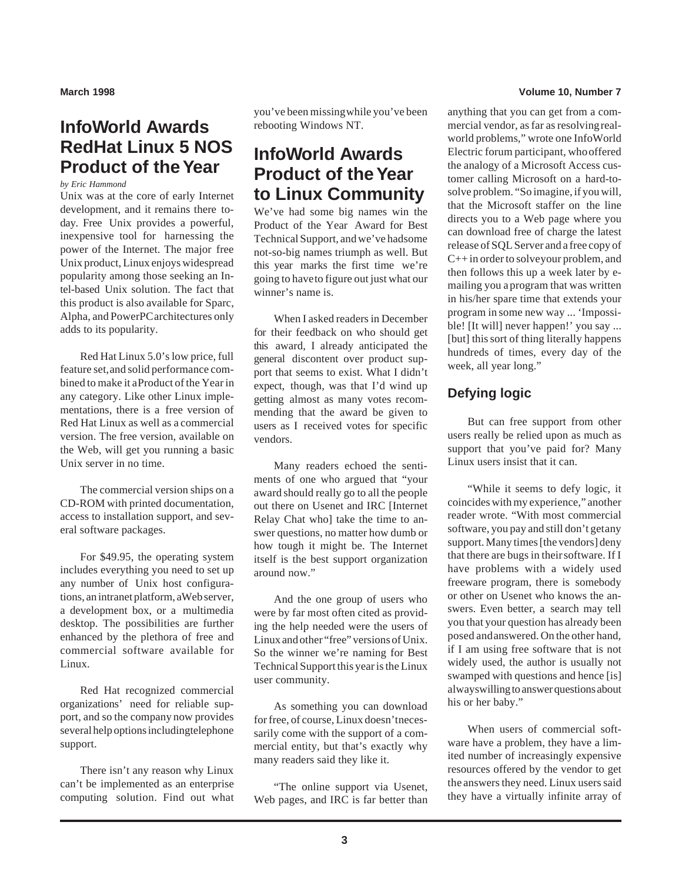# InfoWorld Awards RedHat Linux 5 NOS Product of the Year

*by Eric Hammond*

Unix was at the core of early Internet development, and it remains there today. Free Unix provides a powerful, inexpensive tool for harnessing the power of the Internet. The major free Unix product, Linux enjoys widespread popularity among those seeking an Intel-based Unix solution. The fact that this product is also available for Sparc, Alpha, and PowerPC architectures only adds to its popularity.

Red Hat Linux 5.0's low price, full feature set, and solid performance combined to make it a Product of the Year in any category. Like other Linux implementations, there is a free version of Red Hat Linux as well as a commercial version. The free version, available on the Web, will get you running a basic Unix server in no time.

The commercial version ships on a CD-ROM with printed documentation, access to installation support, and several software packages.

For $49.95, the operating system includes everything you need to set up any number of Unix host configurations, an intranet platform, a Web server, a development box, or a multimedia desktop. The possibilities are further enhanced by the plethora of free and commercial software available for Linux.

Red Hat recognized commercial organizations' need for reliable support, and so the company now provides several help options including telephone support.

There isn't any reason why Linux can't be implemented as an enterprise computing solution. Find out what you've been missing while you've been rebooting Windows NT.

# InfoWorld Awards Product of the Year to Linux Community

We've had some big names win the Product of the Year Award for Best Technical Support, and we've had some not-so-big names triumph as well. But this year marks the first time we're going to have to figure out just what our winner's name is.

When I asked readers in December for their feedback on who should get this award, I already anticipated the general discontent over product support that seems to exist. What I didn't expect, though, was that I'd wind up getting almost as many votes recommending that the award be given to users as I received votes for specific vendors.

Many readers echoed the sentiments of one who argued that "your award should really go to all the people out there on Usenet and IRC [Internet Relay Chat who] take the time to answer questions, no matter how dumb or how tough it might be. The Internet itself is the best support organization around now."

And the one group of users who were by far most often cited as providing the help needed were the users of Linux and other "free" versions of Unix. So the winner we're naming for Best Technical Support this year is the Linux user community.

As something you can download for free, of course, Linux doesn't necessarily come with the support of a commercial entity, but that's exactly why many readers said they like it.

"The online support via Usenet, Web pages, and IRC is far better than anything that you can get from a commercial vendor, as far as resolving real-world problems," wrote one InfoWorld Electric forum participant, who offered the analogy of a Microsoft Access customer calling Microsoft on a hard-to-solve problem. "So imagine, if you will, that the Microsoft staffer on the line directs you to a Web page where you can download free of charge the latest release of SQL Server and a free copy of C++ in order to solve your problem, and then follows this up a week later by e-mailing you a program that was written in his/her spare time that extends your program in some new way ... 'Impossible! [It will] never happen!' you say ... [but] this sort of thing literally happens hundreds of times, every day of the week, all year long."

## Defying logic

But can free support from other users really be relied upon as much as support that you've paid for? Many Linux users insist that it can.

"While it seems to defy logic, it coincides with my experience," another reader wrote. "With most commercial software, you pay and still don't get any support. Many times [the vendors] deny that there are bugs in their software. If I have problems with a widely used freeware program, there is somebody or other on Usenet who knows the answers. Even better, a search may tell you that your question has already been posed and answered. On the other hand, if I am using free software that is not widely used, the author is usually not swamped with questions and hence [is] always willing to answer questions about his or her baby."

When users of commercial software have a problem, they have a limited number of increasingly expensive resources offered by the vendor to get the answers they need. Linux users said they have a virtually infinite array of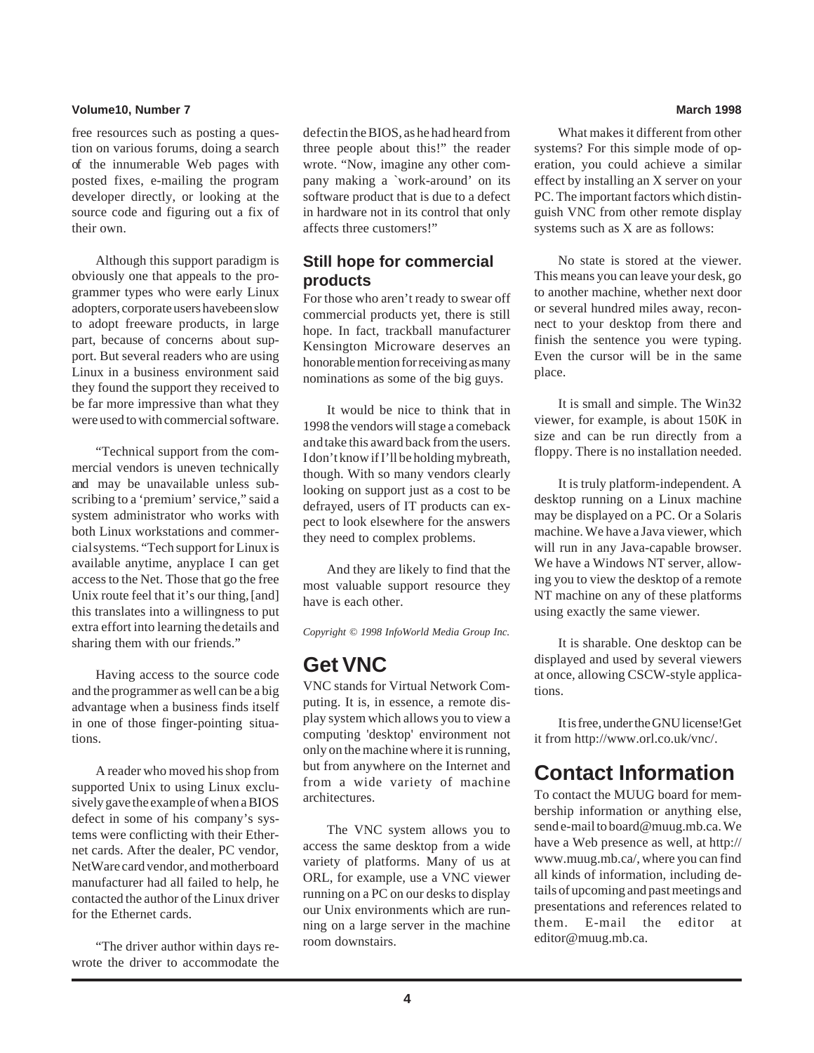free resources such as posting a question on various forums, doing a search of the innumerable Web pages with posted fixes, e-mailing the program developer directly, or looking at the source code and figuring out a fix of their own.

Although this support paradigm is obviously one that appeals to the programmer types who were early Linux adopters, corporate users have been slow to adopt freeware products, in large part, because of concerns about support. But several readers who are using Linux in a business environment said they found the support they received to be far more impressive than what they were used to with commercial software.

"Technical support from the commercial vendors is uneven technically and may be unavailable unless subscribing to a 'premium' service," said a system administrator who works with both Linux workstations and commercial systems. "Tech support for Linux is available anytime, anyplace I can get access to the Net. Those that go the free Unix route feel that it's our thing, [and] this translates into a willingness to put extra effort into learning the details and sharing them with our friends."

Having access to the source code and the programmer as well can be a big advantage when a business finds itself in one of those finger-pointing situations.

A reader who moved his shop from supported Unix to using Linux exclusively gave the example of when a BIOS defect in some of his company's systems were conflicting with their Ethernet cards. After the dealer, PC vendor, NetWare card vendor, and motherboard manufacturer had all failed to help, he contacted the author of the Linux driver for the Ethernet cards.

"The driver author within days rewrote the driver to accommodate the defect in the BIOS, as he had heard from three people about this!" the reader wrote. "Now, imagine any other company making a `work-around' on its software product that is due to a defect in hardware not in its control that only affects three customers!"

### Still hope for commercial products

For those who aren't ready to swear off commercial products yet, there is still hope. In fact, trackball manufacturer Kensington Microware deserves an honorable mention for receiving as many nominations as some of the big guys.

It would be nice to think that in 1998 the vendors will stage a comeback and take this award back from the users. I don't know if I'll be holding my breath, though. With so many vendors clearly looking on support just as a cost to be defrayed, users of IT products can expect to look elsewhere for the answers they need to complex problems.

And they are likely to find that the most valuable support resource they have is each other.

*Copyright © 1998 InfoWorld Media Group Inc.*

## Get VNC

VNC stands for Virtual Network Computing. It is, in essence, a remote display system which allows you to view a computing 'desktop' environment not only on the machine where it is running, but from anywhere on the Internet and from a wide variety of machine architectures.

The VNC system allows you to access the same desktop from a wide variety of platforms. Many of us at ORL, for example, use a VNC viewer running on a PC on our desks to display our Unix environments which are running on a large server in the machine room downstairs.

What makes it different from other systems? For this simple mode of operation, you could achieve a similar effect by installing an X server on your PC. The important factors which distinguish VNC from other remote display systems such as X are as follows:

No state is stored at the viewer. This means you can leave your desk, go to another machine, whether next door or several hundred miles away, reconnect to your desktop from there and finish the sentence you were typing. Even the cursor will be in the same place.

It is small and simple. The Win32 viewer, for example, is about 150K in size and can be run directly from a floppy. There is no installation needed.

It is truly platform-independent. A desktop running on a Linux machine may be displayed on a PC. Or a Solaris machine. We have a Java viewer, which will run in any Java-capable browser. We have a Windows NT server, allowing you to view the desktop of a remote NT machine on any of these platforms using exactly the same viewer.

It is sharable. One desktop can be displayed and used by several viewers at once, allowing CSCW-style applications.

It is free, under the GNU license! Get it from http://www.orl.co.uk/vnc/.

## Contact Information

To contact the MUUG board for membership information or anything else, send e-mail to board@muug.mb.ca. We have a Web presence as well, at http://www.muug.mb.ca/, where you can find all kinds of information, including details of upcoming and past meetings and presentations and references related to them. E-mail the editor at editor@muug.mb.ca.